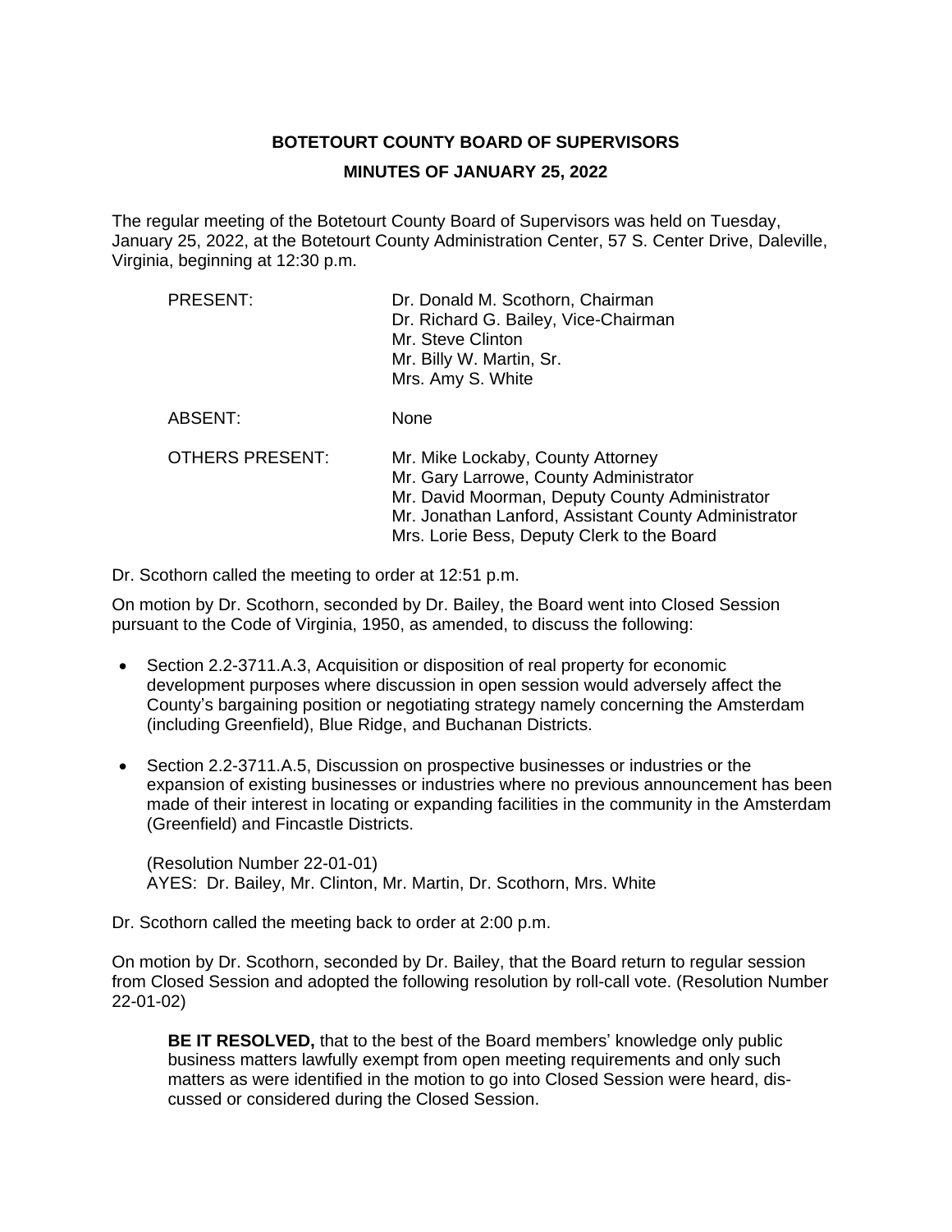# BOTETOURT COUNTY BOARD OF SUPERVISORS

## MINUTES OF JANUARY 25, 2022

The regular meeting of the Botetourt County Board of Supervisors was held on Tuesday, January 25, 2022, at the Botetourt County Administration Center, 57 S. Center Drive, Daleville, Virginia, beginning at 12:30 p.m.

| | |
|---|---|
| PRESENT: | Dr. Donald M. Scothorn, Chairman<br>Dr. Richard G. Bailey, Vice-Chairman<br>Mr. Steve Clinton<br>Mr. Billy W. Martin, Sr.<br>Mrs. Amy S. White |
| ABSENT: | None |
| OTHERS PRESENT: | Mr. Mike Lockaby, County Attorney<br>Mr. Gary Larrowe, County Administrator<br>Mr. David Moorman, Deputy County Administrator<br>Mr. Jonathan Lanford, Assistant County Administrator<br>Mrs. Lorie Bess, Deputy Clerk to the Board |

Dr. Scothorn called the meeting to order at 12:51 p.m.

On motion by Dr. Scothorn, seconded by Dr. Bailey, the Board went into Closed Session pursuant to the Code of Virginia, 1950, as amended, to discuss the following:

- Section 2.2-3711.A.3, Acquisition or disposition of real property for economic development purposes where discussion in open session would adversely affect the County's bargaining position or negotiating strategy namely concerning the Amsterdam (including Greenfield), Blue Ridge, and Buchanan Districts.

- Section 2.2-3711.A.5, Discussion on prospective businesses or industries or the expansion of existing businesses or industries where no previous announcement has been made of their interest in locating or expanding facilities in the community in the Amsterdam (Greenfield) and Fincastle Districts.

  (Resolution Number 22-01-01)
  AYES: Dr. Bailey, Mr. Clinton, Mr. Martin, Dr. Scothorn, Mrs. White

Dr. Scothorn called the meeting back to order at 2:00 p.m.

On motion by Dr. Scothorn, seconded by Dr. Bailey, that the Board return to regular session from Closed Session and adopted the following resolution by roll-call vote. (Resolution Number 22-01-02)

> **BE IT RESOLVED,** that to the best of the Board members' knowledge only public business matters lawfully exempt from open meeting requirements and only such matters as were identified in the motion to go into Closed Session were heard, discussed or considered during the Closed Session.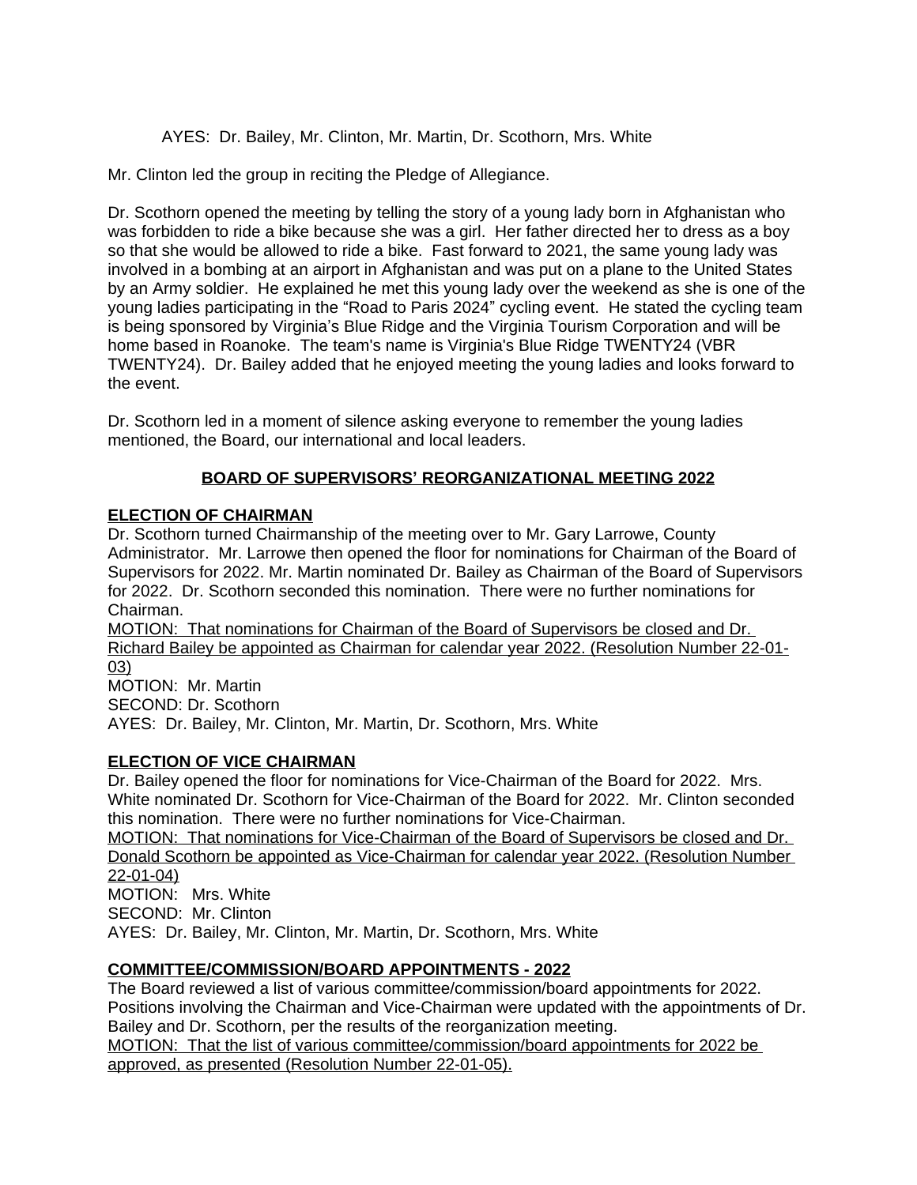AYES: Dr. Bailey, Mr. Clinton, Mr. Martin, Dr. Scothorn, Mrs. White

Mr. Clinton led the group in reciting the Pledge of Allegiance.

Dr. Scothorn opened the meeting by telling the story of a young lady born in Afghanistan who was forbidden to ride a bike because she was a girl. Her father directed her to dress as a boy so that she would be allowed to ride a bike. Fast forward to 2021, the same young lady was involved in a bombing at an airport in Afghanistan and was put on a plane to the United States by an Army soldier. He explained he met this young lady over the weekend as she is one of the young ladies participating in the "Road to Paris 2024" cycling event. He stated the cycling team is being sponsored by Virginia's Blue Ridge and the Virginia Tourism Corporation and will be home based in Roanoke. The team's name is Virginia's Blue Ridge TWENTY24 (VBR TWENTY24). Dr. Bailey added that he enjoyed meeting the young ladies and looks forward to the event.

Dr. Scothorn led in a moment of silence asking everyone to remember the young ladies mentioned, the Board, our international and local leaders.

## BOARD OF SUPERVISORS' REORGANIZATIONAL MEETING 2022

### ELECTION OF CHAIRMAN

Dr. Scothorn turned Chairmanship of the meeting over to Mr. Gary Larrowe, County Administrator. Mr. Larrowe then opened the floor for nominations for Chairman of the Board of Supervisors for 2022. Mr. Martin nominated Dr. Bailey as Chairman of the Board of Supervisors for 2022. Dr. Scothorn seconded this nomination. There were no further nominations for Chairman.

MOTION: That nominations for Chairman of the Board of Supervisors be closed and Dr. Richard Bailey be appointed as Chairman for calendar year 2022. (Resolution Number 22-01-03)

MOTION: Mr. Martin
SECOND: Dr. Scothorn
AYES: Dr. Bailey, Mr. Clinton, Mr. Martin, Dr. Scothorn, Mrs. White

### ELECTION OF VICE CHAIRMAN

Dr. Bailey opened the floor for nominations for Vice-Chairman of the Board for 2022. Mrs. White nominated Dr. Scothorn for Vice-Chairman of the Board for 2022. Mr. Clinton seconded this nomination. There were no further nominations for Vice-Chairman.

MOTION: That nominations for Vice-Chairman of the Board of Supervisors be closed and Dr. Donald Scothorn be appointed as Vice-Chairman for calendar year 2022. (Resolution Number 22-01-04)

MOTION: Mrs. White
SECOND: Mr. Clinton
AYES: Dr. Bailey, Mr. Clinton, Mr. Martin, Dr. Scothorn, Mrs. White

### COMMITTEE/COMMISSION/BOARD APPOINTMENTS - 2022

The Board reviewed a list of various committee/commission/board appointments for 2022. Positions involving the Chairman and Vice-Chairman were updated with the appointments of Dr. Bailey and Dr. Scothorn, per the results of the reorganization meeting.

MOTION: That the list of various committee/commission/board appointments for 2022 be approved, as presented (Resolution Number 22-01-05).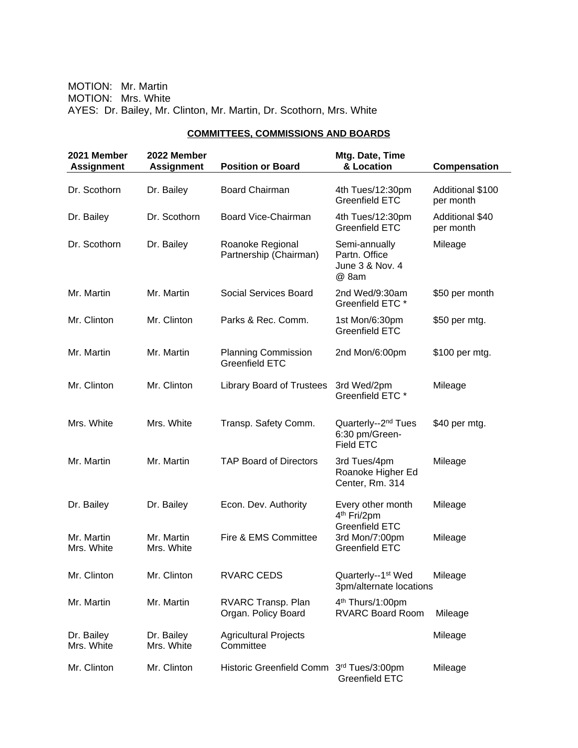MOTION: Mr. Martin
MOTION: Mrs. White
AYES: Dr. Bailey, Mr. Clinton, Mr. Martin, Dr. Scothorn, Mrs. White

**COMMITTEES, COMMISSIONS AND BOARDS**

| 2021 Member Assignment | 2022 Member Assignment | Position or Board | Mtg. Date, Time & Location | Compensation |
|---|---|---|---|---|
| Dr. Scothorn | Dr. Bailey | Board Chairman | 4th Tues/12:30pm Greenfield ETC | Additional $100 per month |
| Dr. Bailey | Dr. Scothorn | Board Vice-Chairman | 4th Tues/12:30pm Greenfield ETC | Additional $40 per month |
| Dr. Scothorn | Dr. Bailey | Roanoke Regional Partnership (Chairman) | Semi-annually Partn. Office June 3 & Nov. 4 @ 8am | Mileage |
| Mr. Martin | Mr. Martin | Social Services Board | 2nd Wed/9:30am Greenfield ETC * | $50 per month |
| Mr. Clinton | Mr. Clinton | Parks & Rec. Comm. | 1st Mon/6:30pm Greenfield ETC | $50 per mtg. |
| Mr. Martin | Mr. Martin | Planning Commission Greenfield ETC | 2nd Mon/6:00pm | $100 per mtg. |
| Mr. Clinton | Mr. Clinton | Library Board of Trustees | 3rd Wed/2pm Greenfield ETC * | Mileage |
| Mrs. White | Mrs. White | Transp. Safety Comm. | Quarterly--2nd Tues 6:30 pm/Green-Field ETC | $40 per mtg. |
| Mr. Martin | Mr. Martin | TAP Board of Directors | 3rd Tues/4pm Roanoke Higher Ed Center, Rm. 314 | Mileage |
| Dr. Bailey | Dr. Bailey | Econ. Dev. Authority | Every other month 4th Fri/2pm Greenfield ETC | Mileage |
| Mr. Martin Mrs. White | Mr. Martin Mrs. White | Fire & EMS Committee | 3rd Mon/7:00pm Greenfield ETC | Mileage |
| Mr. Clinton | Mr. Clinton | RVARC CEDS | Quarterly--1st Wed 3pm/alternate locations | Mileage |
| Mr. Martin | Mr. Martin | RVARC Transp. Plan Organ. Policy Board | 4th Thurs/1:00pm RVARC Board Room | Mileage |
| Dr. Bailey Mrs. White | Dr. Bailey Mrs. White | Agricultural Projects Committee | | Mileage |
| Mr. Clinton | Mr. Clinton | Historic Greenfield Comm | 3rd Tues/3:00pm Greenfield ETC | Mileage |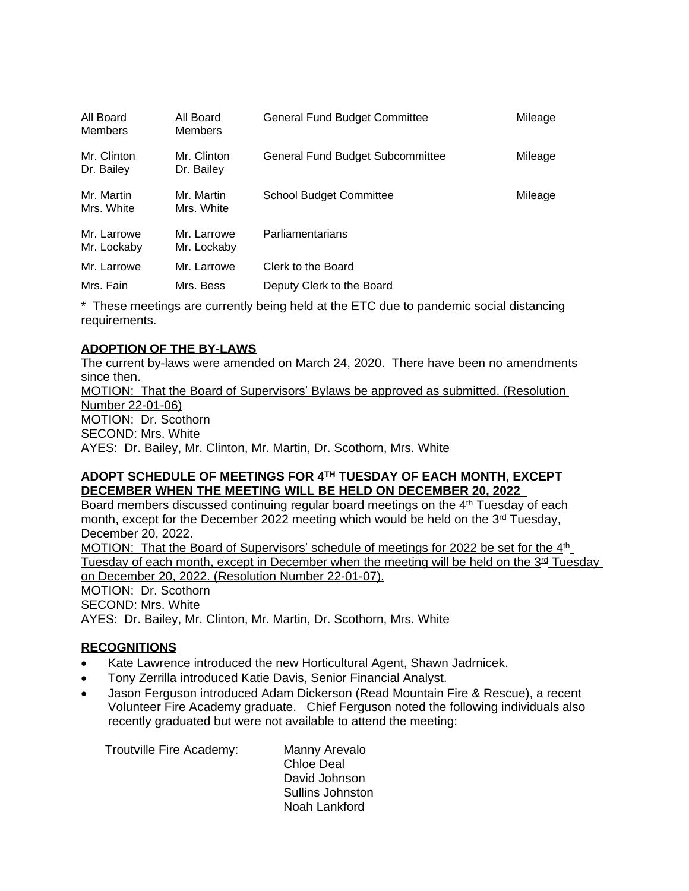| | | | |
|---|---|---|---|
| All Board Members | All Board Members | General Fund Budget Committee | Mileage |
| Mr. Clinton Dr. Bailey | Mr. Clinton Dr. Bailey | General Fund Budget Subcommittee | Mileage |
| Mr. Martin Mrs. White | Mr. Martin Mrs. White | School Budget Committee | Mileage |
| Mr. Larrowe Mr. Lockaby | Mr. Larrowe Mr. Lockaby | Parliamentarians | |
| Mr. Larrowe | Mr. Larrowe | Clerk to the Board | |
| Mrs. Fain | Mrs. Bess | Deputy Clerk to the Board | |

* These meetings are currently being held at the ETC due to pandemic social distancing requirements.

**ADOPTION OF THE BY-LAWS**

The current by-laws were amended on March 24, 2020. There have been no amendments since then.

MOTION: That the Board of Supervisors' Bylaws be approved as submitted. (Resolution Number 22-01-06)
MOTION: Dr. Scothorn
SECOND: Mrs. White
AYES: Dr. Bailey, Mr. Clinton, Mr. Martin, Dr. Scothorn, Mrs. White

**ADOPT SCHEDULE OF MEETINGS FOR 4TH TUESDAY OF EACH MONTH, EXCEPT DECEMBER WHEN THE MEETING WILL BE HELD ON DECEMBER 20, 2022**

Board members discussed continuing regular board meetings on the 4th Tuesday of each month, except for the December 2022 meeting which would be held on the 3rd Tuesday, December 20, 2022.

MOTION: That the Board of Supervisors' schedule of meetings for 2022 be set for the 4th Tuesday of each month, except in December when the meeting will be held on the 3rd Tuesday on December 20, 2022. (Resolution Number 22-01-07).
MOTION: Dr. Scothorn
SECOND: Mrs. White
AYES: Dr. Bailey, Mr. Clinton, Mr. Martin, Dr. Scothorn, Mrs. White

**RECOGNITIONS**

- Kate Lawrence introduced the new Horticultural Agent, Shawn Jadrnicek.
- Tony Zerrilla introduced Katie Davis, Senior Financial Analyst.
- Jason Ferguson introduced Adam Dickerson (Read Mountain Fire & Rescue), a recent Volunteer Fire Academy graduate. Chief Ferguson noted the following individuals also recently graduated but were not available to attend the meeting:

Troutville Fire Academy:
- Manny Arevalo
- Chloe Deal
- David Johnson
- Sullins Johnston
- Noah Lankford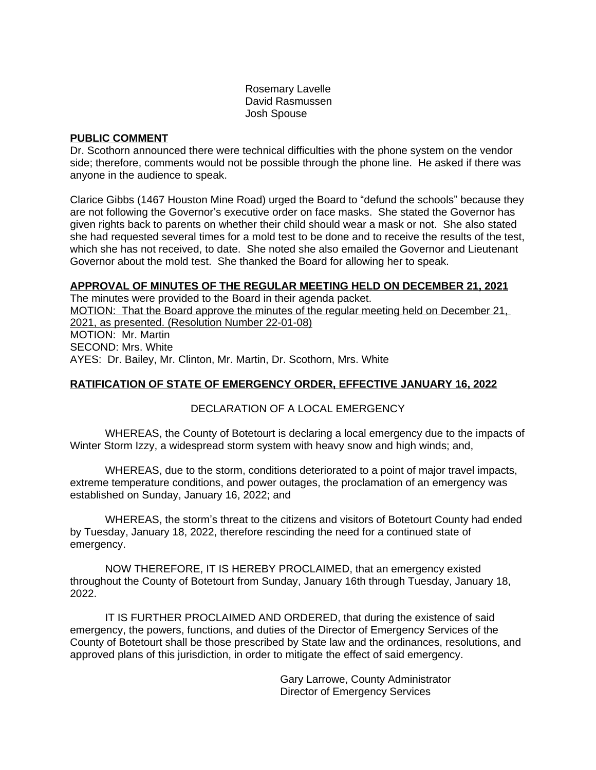Rosemary Lavelle
David Rasmussen
Josh Spouse

**PUBLIC COMMENT**

Dr. Scothorn announced there were technical difficulties with the phone system on the vendor side; therefore, comments would not be possible through the phone line. He asked if there was anyone in the audience to speak.

Clarice Gibbs (1467 Houston Mine Road) urged the Board to "defund the schools" because they are not following the Governor's executive order on face masks. She stated the Governor has given rights back to parents on whether their child should wear a mask or not. She also stated she had requested several times for a mold test to be done and to receive the results of the test, which she has not received, to date. She noted she also emailed the Governor and Lieutenant Governor about the mold test. She thanked the Board for allowing her to speak.

**APPROVAL OF MINUTES OF THE REGULAR MEETING HELD ON DECEMBER 21, 2021**

The minutes were provided to the Board in their agenda packet.
MOTION: That the Board approve the minutes of the regular meeting held on December 21, 2021, as presented. (Resolution Number 22-01-08)
MOTION: Mr. Martin
SECOND: Mrs. White
AYES: Dr. Bailey, Mr. Clinton, Mr. Martin, Dr. Scothorn, Mrs. White

**RATIFICATION OF STATE OF EMERGENCY ORDER, EFFECTIVE JANUARY 16, 2022**

DECLARATION OF A LOCAL EMERGENCY

WHEREAS, the County of Botetourt is declaring a local emergency due to the impacts of Winter Storm Izzy, a widespread storm system with heavy snow and high winds; and,

WHEREAS, due to the storm, conditions deteriorated to a point of major travel impacts, extreme temperature conditions, and power outages, the proclamation of an emergency was established on Sunday, January 16, 2022; and

WHEREAS, the storm's threat to the citizens and visitors of Botetourt County had ended by Tuesday, January 18, 2022, therefore rescinding the need for a continued state of emergency.

NOW THEREFORE, IT IS HEREBY PROCLAIMED, that an emergency existed throughout the County of Botetourt from Sunday, January 16th through Tuesday, January 18, 2022.

IT IS FURTHER PROCLAIMED AND ORDERED, that during the existence of said emergency, the powers, functions, and duties of the Director of Emergency Services of the County of Botetourt shall be those prescribed by State law and the ordinances, resolutions, and approved plans of this jurisdiction, in order to mitigate the effect of said emergency.

Gary Larrowe, County Administrator
Director of Emergency Services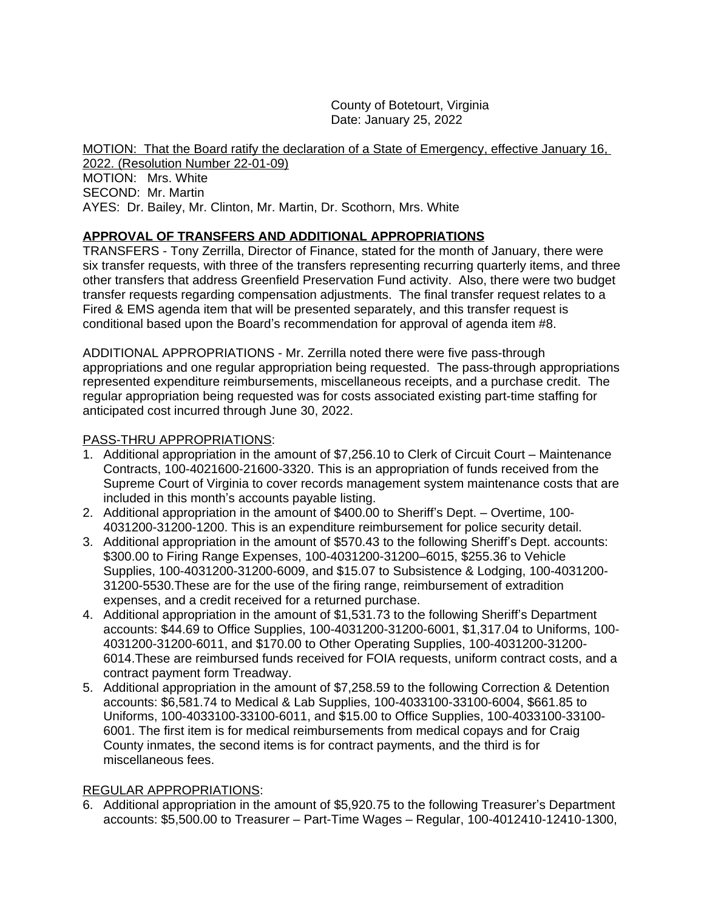County of Botetourt, Virginia
Date: January 25, 2022

MOTION: That the Board ratify the declaration of a State of Emergency, effective January 16, 2022. (Resolution Number 22-01-09)
MOTION: Mrs. White
SECOND: Mr. Martin
AYES: Dr. Bailey, Mr. Clinton, Mr. Martin, Dr. Scothorn, Mrs. White

**APPROVAL OF TRANSFERS AND ADDITIONAL APPROPRIATIONS**

TRANSFERS - Tony Zerrilla, Director of Finance, stated for the month of January, there were six transfer requests, with three of the transfers representing recurring quarterly items, and three other transfers that address Greenfield Preservation Fund activity. Also, there were two budget transfer requests regarding compensation adjustments. The final transfer request relates to a Fired & EMS agenda item that will be presented separately, and this transfer request is conditional based upon the Board's recommendation for approval of agenda item #8.

ADDITIONAL APPROPRIATIONS - Mr. Zerrilla noted there were five pass-through appropriations and one regular appropriation being requested. The pass-through appropriations represented expenditure reimbursements, miscellaneous receipts, and a purchase credit. The regular appropriation being requested was for costs associated existing part-time staffing for anticipated cost incurred through June 30, 2022.

PASS-THRU APPROPRIATIONS:

1. Additional appropriation in the amount of $7,256.10 to Clerk of Circuit Court – Maintenance Contracts, 100-4021600-21600-3320. This is an appropriation of funds received from the Supreme Court of Virginia to cover records management system maintenance costs that are included in this month's accounts payable listing.
2. Additional appropriation in the amount of $400.00 to Sheriff's Dept. – Overtime, 100-4031200-31200-1200. This is an expenditure reimbursement for police security detail.
3. Additional appropriation in the amount of $570.43 to the following Sheriff's Dept. accounts: $300.00 to Firing Range Expenses, 100-4031200-31200–6015, $255.36 to Vehicle Supplies, 100-4031200-31200-6009, and $15.07 to Subsistence & Lodging, 100-4031200-31200-5530.These are for the use of the firing range, reimbursement of extradition expenses, and a credit received for a returned purchase.
4. Additional appropriation in the amount of $1,531.73 to the following Sheriff's Department accounts: $44.69 to Office Supplies, 100-4031200-31200-6001, $1,317.04 to Uniforms, 100-4031200-31200-6011, and $170.00 to Other Operating Supplies, 100-4031200-31200-6014.These are reimbursed funds received for FOIA requests, uniform contract costs, and a contract payment form Treadway.
5. Additional appropriation in the amount of $7,258.59 to the following Correction & Detention accounts: $6,581.74 to Medical & Lab Supplies, 100-4033100-33100-6004, $661.85 to Uniforms, 100-4033100-33100-6011, and $15.00 to Office Supplies, 100-4033100-33100-6001. The first item is for medical reimbursements from medical copays and for Craig County inmates, the second items is for contract payments, and the third is for miscellaneous fees.

REGULAR APPROPRIATIONS:

6. Additional appropriation in the amount of $5,920.75 to the following Treasurer's Department accounts: $5,500.00 to Treasurer – Part-Time Wages – Regular, 100-4012410-12410-1300,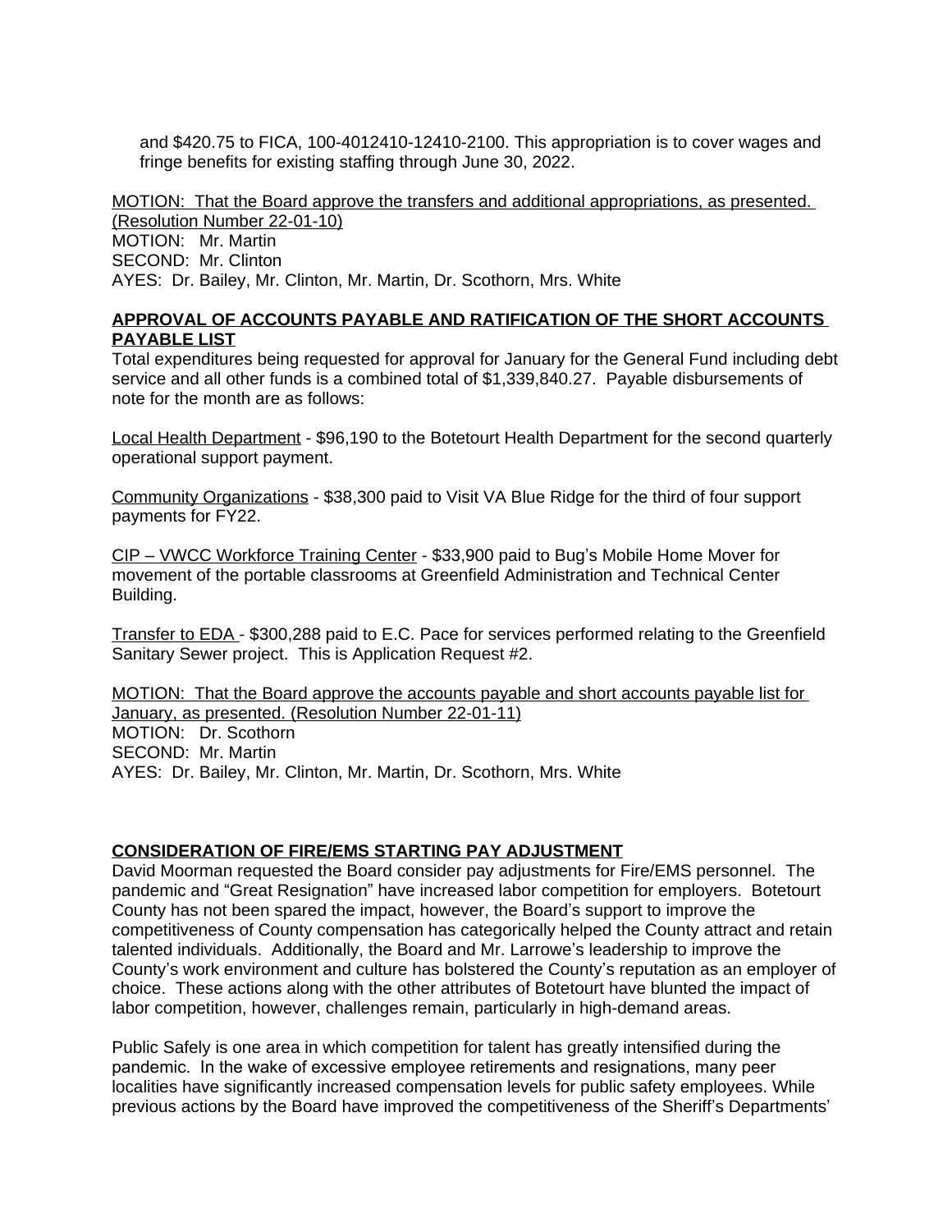and $420.75 to FICA, 100-4012410-12410-2100. This appropriation is to cover wages and fringe benefits for existing staffing through June 30, 2022.

MOTION: That the Board approve the transfers and additional appropriations, as presented. (Resolution Number 22-01-10)
MOTION: Mr. Martin
SECOND: Mr. Clinton
AYES: Dr. Bailey, Mr. Clinton, Mr. Martin, Dr. Scothorn, Mrs. White

**APPROVAL OF ACCOUNTS PAYABLE AND RATIFICATION OF THE SHORT ACCOUNTS PAYABLE LIST**

Total expenditures being requested for approval for January for the General Fund including debt service and all other funds is a combined total of $1,339,840.27. Payable disbursements of note for the month are as follows:

Local Health Department - $96,190 to the Botetourt Health Department for the second quarterly operational support payment.

Community Organizations - $38,300 paid to Visit VA Blue Ridge for the third of four support payments for FY22.

CIP – VWCC Workforce Training Center - $33,900 paid to Bug's Mobile Home Mover for movement of the portable classrooms at Greenfield Administration and Technical Center Building.

Transfer to EDA - $300,288 paid to E.C. Pace for services performed relating to the Greenfield Sanitary Sewer project. This is Application Request #2.

MOTION: That the Board approve the accounts payable and short accounts payable list for January, as presented. (Resolution Number 22-01-11)
MOTION: Dr. Scothorn
SECOND: Mr. Martin
AYES: Dr. Bailey, Mr. Clinton, Mr. Martin, Dr. Scothorn, Mrs. White

**CONSIDERATION OF FIRE/EMS STARTING PAY ADJUSTMENT**

David Moorman requested the Board consider pay adjustments for Fire/EMS personnel. The pandemic and "Great Resignation" have increased labor competition for employers. Botetourt County has not been spared the impact, however, the Board's support to improve the competitiveness of County compensation has categorically helped the County attract and retain talented individuals. Additionally, the Board and Mr. Larrowe's leadership to improve the County's work environment and culture has bolstered the County's reputation as an employer of choice. These actions along with the other attributes of Botetourt have blunted the impact of labor competition, however, challenges remain, particularly in high-demand areas.

Public Safely is one area in which competition for talent has greatly intensified during the pandemic. In the wake of excessive employee retirements and resignations, many peer localities have significantly increased compensation levels for public safety employees. While previous actions by the Board have improved the competitiveness of the Sheriff's Departments'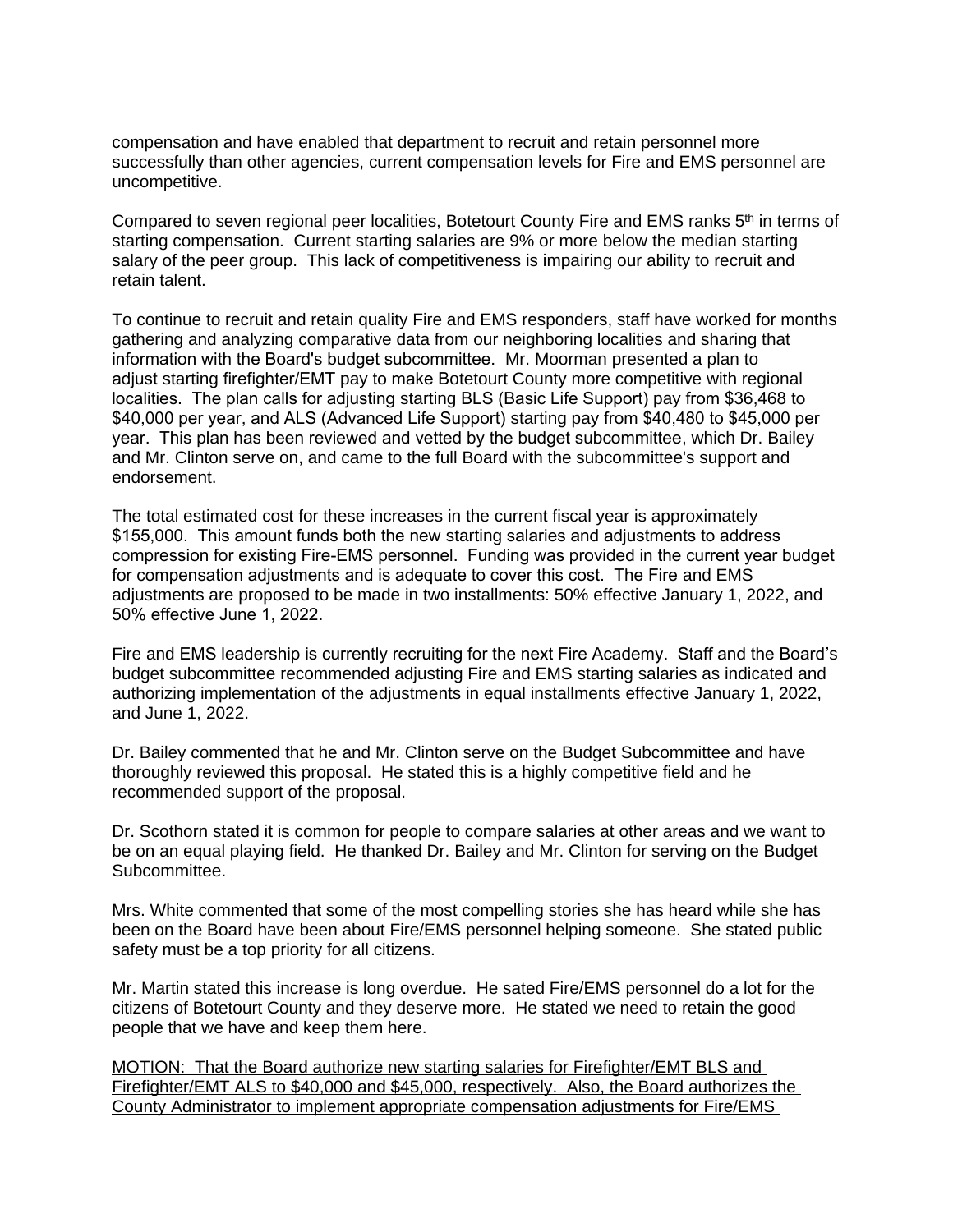compensation and have enabled that department to recruit and retain personnel more successfully than other agencies, current compensation levels for Fire and EMS personnel are uncompetitive.

Compared to seven regional peer localities, Botetourt County Fire and EMS ranks 5th in terms of starting compensation. Current starting salaries are 9% or more below the median starting salary of the peer group. This lack of competitiveness is impairing our ability to recruit and retain talent.

To continue to recruit and retain quality Fire and EMS responders, staff have worked for months gathering and analyzing comparative data from our neighboring localities and sharing that information with the Board's budget subcommittee. Mr. Moorman presented a plan to adjust starting firefighter/EMT pay to make Botetourt County more competitive with regional localities. The plan calls for adjusting starting BLS (Basic Life Support) pay from $36,468 to $40,000 per year, and ALS (Advanced Life Support) starting pay from $40,480 to $45,000 per year. This plan has been reviewed and vetted by the budget subcommittee, which Dr. Bailey and Mr. Clinton serve on, and came to the full Board with the subcommittee's support and endorsement.

The total estimated cost for these increases in the current fiscal year is approximately $155,000. This amount funds both the new starting salaries and adjustments to address compression for existing Fire-EMS personnel. Funding was provided in the current year budget for compensation adjustments and is adequate to cover this cost. The Fire and EMS adjustments are proposed to be made in two installments: 50% effective January 1, 2022, and 50% effective June 1, 2022.

Fire and EMS leadership is currently recruiting for the next Fire Academy. Staff and the Board's budget subcommittee recommended adjusting Fire and EMS starting salaries as indicated and authorizing implementation of the adjustments in equal installments effective January 1, 2022, and June 1, 2022.

Dr. Bailey commented that he and Mr. Clinton serve on the Budget Subcommittee and have thoroughly reviewed this proposal. He stated this is a highly competitive field and he recommended support of the proposal.

Dr. Scothorn stated it is common for people to compare salaries at other areas and we want to be on an equal playing field. He thanked Dr. Bailey and Mr. Clinton for serving on the Budget Subcommittee.

Mrs. White commented that some of the most compelling stories she has heard while she has been on the Board have been about Fire/EMS personnel helping someone. She stated public safety must be a top priority for all citizens.

Mr. Martin stated this increase is long overdue. He sated Fire/EMS personnel do a lot for the citizens of Botetourt County and they deserve more. He stated we need to retain the good people that we have and keep them here.

<u>MOTION: That the Board authorize new starting salaries for Firefighter/EMT BLS and Firefighter/EMT ALS to $40,000 and $45,000, respectively. Also, the Board authorizes the County Administrator to implement appropriate compensation adjustments for Fire/EMS</u>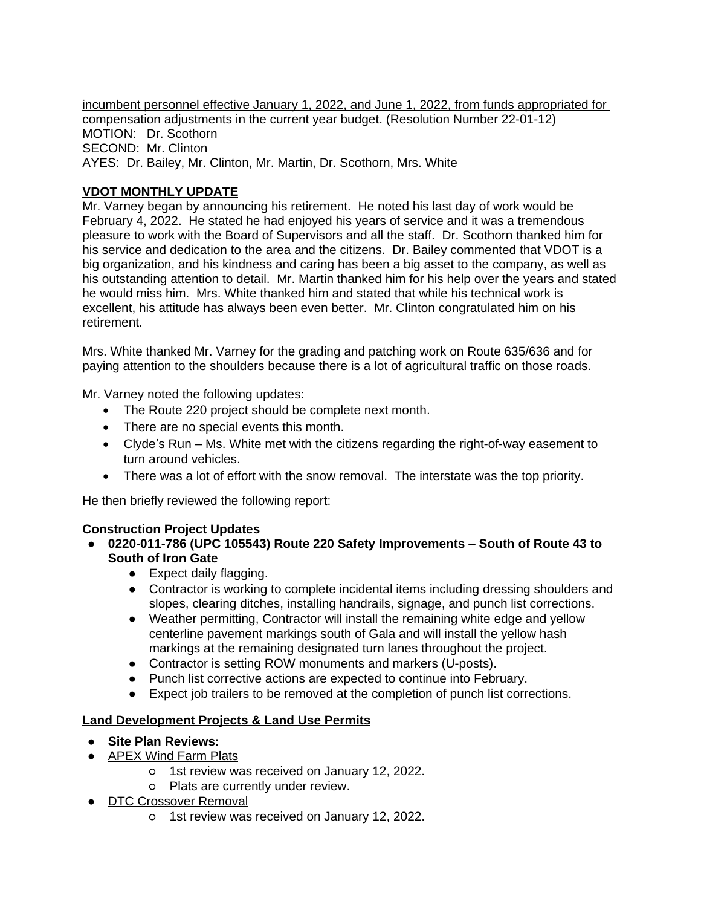incumbent personnel effective January 1, 2022, and June 1, 2022, from funds appropriated for compensation adjustments in the current year budget. (Resolution Number 22-01-12)
MOTION: Dr. Scothorn
SECOND: Mr. Clinton
AYES: Dr. Bailey, Mr. Clinton, Mr. Martin, Dr. Scothorn, Mrs. White

**VDOT MONTHLY UPDATE**

Mr. Varney began by announcing his retirement. He noted his last day of work would be February 4, 2022. He stated he had enjoyed his years of service and it was a tremendous pleasure to work with the Board of Supervisors and all the staff. Dr. Scothorn thanked him for his service and dedication to the area and the citizens. Dr. Bailey commented that VDOT is a big organization, and his kindness and caring has been a big asset to the company, as well as his outstanding attention to detail. Mr. Martin thanked him for his help over the years and stated he would miss him. Mrs. White thanked him and stated that while his technical work is excellent, his attitude has always been even better. Mr. Clinton congratulated him on his retirement.

Mrs. White thanked Mr. Varney for the grading and patching work on Route 635/636 and for paying attention to the shoulders because there is a lot of agricultural traffic on those roads.

Mr. Varney noted the following updates:

- The Route 220 project should be complete next month.
- There are no special events this month.
- Clyde's Run – Ms. White met with the citizens regarding the right-of-way easement to turn around vehicles.
- There was a lot of effort with the snow removal. The interstate was the top priority.

He then briefly reviewed the following report:

**Construction Project Updates**

- **0220-011-786 (UPC 105543) Route 220 Safety Improvements – South of Route 43 to South of Iron Gate**
  - Expect daily flagging.
  - Contractor is working to complete incidental items including dressing shoulders and slopes, clearing ditches, installing handrails, signage, and punch list corrections.
  - Weather permitting, Contractor will install the remaining white edge and yellow centerline pavement markings south of Gala and will install the yellow hash markings at the remaining designated turn lanes throughout the project.
  - Contractor is setting ROW monuments and markers (U-posts).
  - Punch list corrective actions are expected to continue into February.
  - Expect job trailers to be removed at the completion of punch list corrections.

**Land Development Projects & Land Use Permits**

- **Site Plan Reviews:**
- APEX Wind Farm Plats
  - 1st review was received on January 12, 2022.
  - Plats are currently under review.
- DTC Crossover Removal
  - 1st review was received on January 12, 2022.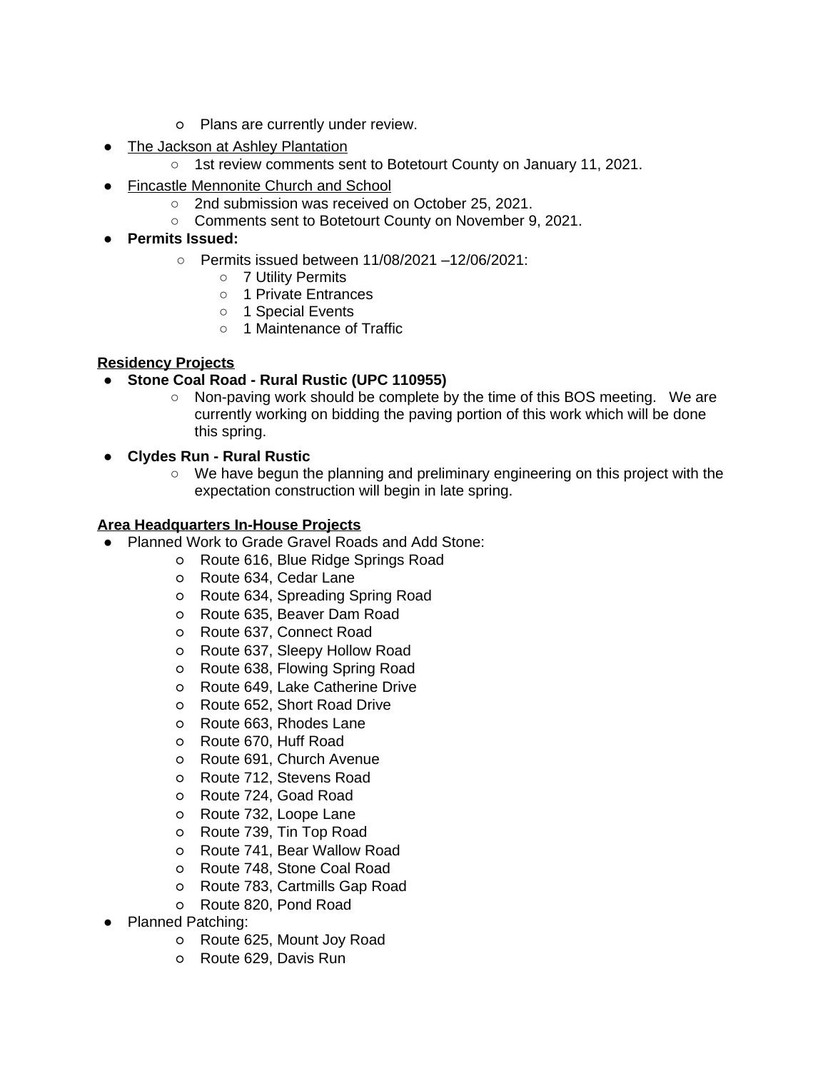- Plans are currently under review.
- The Jackson at Ashley Plantation
    - 1st review comments sent to Botetourt County on January 11, 2021.
- Fincastle Mennonite Church and School
    - 2nd submission was received on October 25, 2021.
    - Comments sent to Botetourt County on November 9, 2021.
- **Permits Issued:**
    - Permits issued between 11/08/2021 –12/06/2021:
        - 7 Utility Permits
        - 1 Private Entrances
        - 1 Special Events
        - 1 Maintenance of Traffic

**Residency Projects**

- **Stone Coal Road - Rural Rustic (UPC 110955)**
    - Non-paving work should be complete by the time of this BOS meeting. We are currently working on bidding the paving portion of this work which will be done this spring.
- **Clydes Run - Rural Rustic**
    - We have begun the planning and preliminary engineering on this project with the expectation construction will begin in late spring.

**Area Headquarters In-House Projects**

- Planned Work to Grade Gravel Roads and Add Stone:
    - Route 616, Blue Ridge Springs Road
    - Route 634, Cedar Lane
    - Route 634, Spreading Spring Road
    - Route 635, Beaver Dam Road
    - Route 637, Connect Road
    - Route 637, Sleepy Hollow Road
    - Route 638, Flowing Spring Road
    - Route 649, Lake Catherine Drive
    - Route 652, Short Road Drive
    - Route 663, Rhodes Lane
    - Route 670, Huff Road
    - Route 691, Church Avenue
    - Route 712, Stevens Road
    - Route 724, Goad Road
    - Route 732, Loope Lane
    - Route 739, Tin Top Road
    - Route 741, Bear Wallow Road
    - Route 748, Stone Coal Road
    - Route 783, Cartmills Gap Road
    - Route 820, Pond Road
- Planned Patching:
    - Route 625, Mount Joy Road
    - Route 629, Davis Run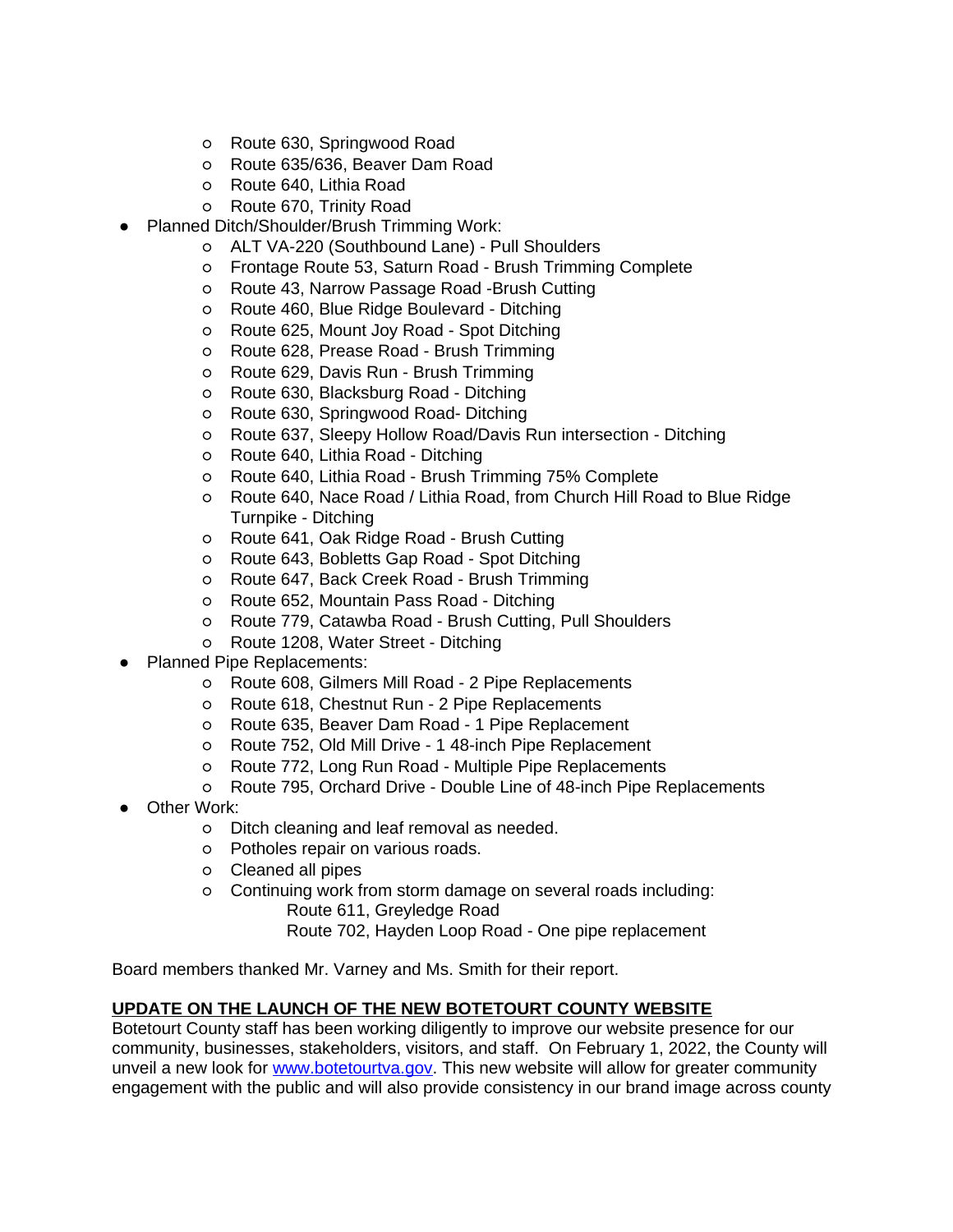- Route 630, Springwood Road
    - Route 635/636, Beaver Dam Road
    - Route 640, Lithia Road
    - Route 670, Trinity Road
- Planned Ditch/Shoulder/Brush Trimming Work:
    - ALT VA-220 (Southbound Lane) - Pull Shoulders
    - Frontage Route 53, Saturn Road - Brush Trimming Complete
    - Route 43, Narrow Passage Road -Brush Cutting
    - Route 460, Blue Ridge Boulevard - Ditching
    - Route 625, Mount Joy Road - Spot Ditching
    - Route 628, Prease Road - Brush Trimming
    - Route 629, Davis Run - Brush Trimming
    - Route 630, Blacksburg Road - Ditching
    - Route 630, Springwood Road- Ditching
    - Route 637, Sleepy Hollow Road/Davis Run intersection - Ditching
    - Route 640, Lithia Road - Ditching
    - Route 640, Lithia Road - Brush Trimming 75% Complete
    - Route 640, Nace Road / Lithia Road, from Church Hill Road to Blue Ridge Turnpike - Ditching
    - Route 641, Oak Ridge Road - Brush Cutting
    - Route 643, Bobletts Gap Road - Spot Ditching
    - Route 647, Back Creek Road - Brush Trimming
    - Route 652, Mountain Pass Road - Ditching
    - Route 779, Catawba Road - Brush Cutting, Pull Shoulders
    - Route 1208, Water Street - Ditching
- Planned Pipe Replacements:
    - Route 608, Gilmers Mill Road - 2 Pipe Replacements
    - Route 618, Chestnut Run - 2 Pipe Replacements
    - Route 635, Beaver Dam Road - 1 Pipe Replacement
    - Route 752, Old Mill Drive - 1 48-inch Pipe Replacement
    - Route 772, Long Run Road - Multiple Pipe Replacements
    - Route 795, Orchard Drive - Double Line of 48-inch Pipe Replacements
- Other Work:
    - Ditch cleaning and leaf removal as needed.
    - Potholes repair on various roads.
    - Cleaned all pipes
    - Continuing work from storm damage on several roads including:
      
      Route 611, Greyledge Road
      
      Route 702, Hayden Loop Road - One pipe replacement

Board members thanked Mr. Varney and Ms. Smith for their report.

**UPDATE ON THE LAUNCH OF THE NEW BOTETOURT COUNTY WEBSITE**

Botetourt County staff has been working diligently to improve our website presence for our community, businesses, stakeholders, visitors, and staff. On February 1, 2022, the County will unveil a new look for www.botetourtva.gov. This new website will allow for greater community engagement with the public and will also provide consistency in our brand image across county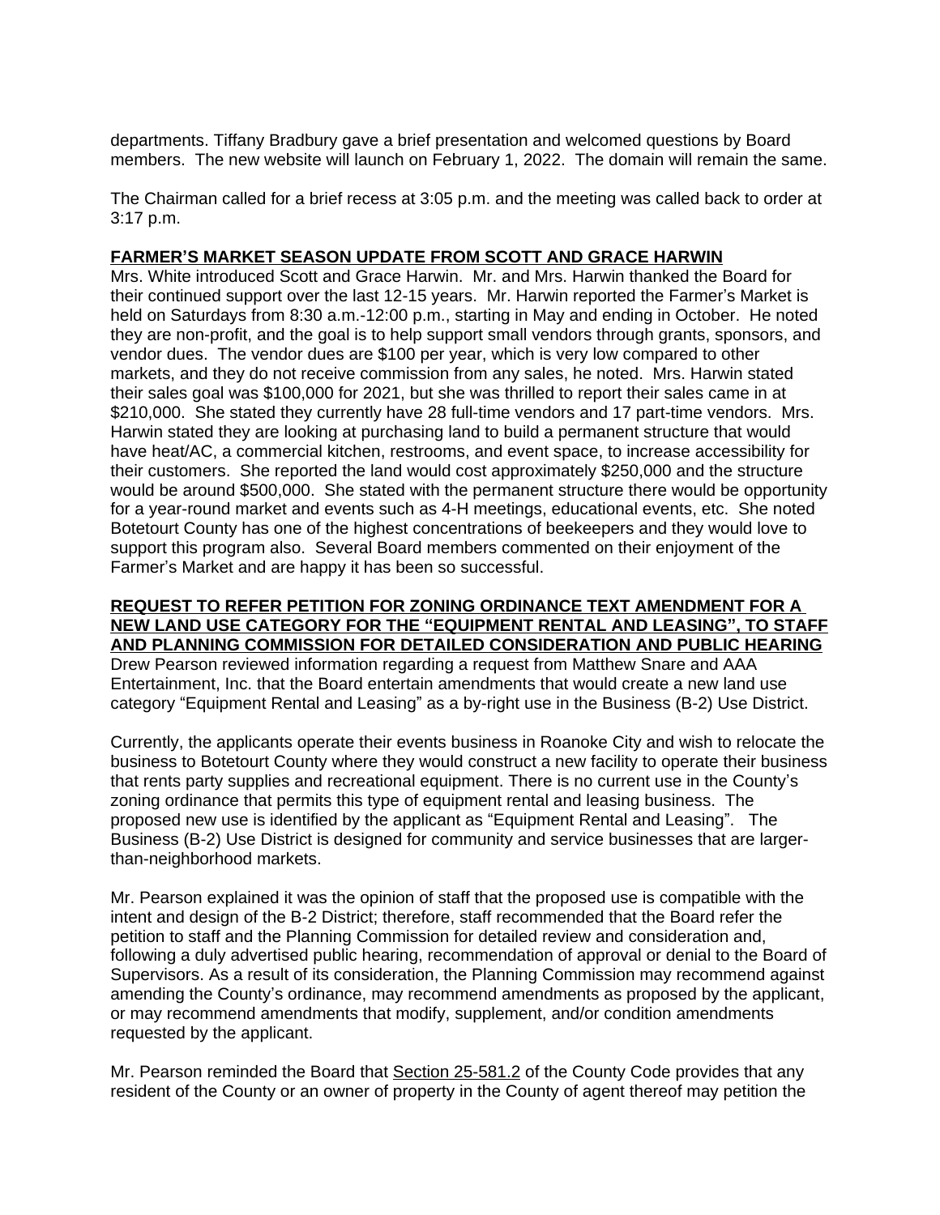departments. Tiffany Bradbury gave a brief presentation and welcomed questions by Board members. The new website will launch on February 1, 2022. The domain will remain the same.

The Chairman called for a brief recess at 3:05 p.m. and the meeting was called back to order at 3:17 p.m.

**FARMER'S MARKET SEASON UPDATE FROM SCOTT AND GRACE HARWIN**

Mrs. White introduced Scott and Grace Harwin. Mr. and Mrs. Harwin thanked the Board for their continued support over the last 12-15 years. Mr. Harwin reported the Farmer's Market is held on Saturdays from 8:30 a.m.-12:00 p.m., starting in May and ending in October. He noted they are non-profit, and the goal is to help support small vendors through grants, sponsors, and vendor dues. The vendor dues are $100 per year, which is very low compared to other markets, and they do not receive commission from any sales, he noted. Mrs. Harwin stated their sales goal was $100,000 for 2021, but she was thrilled to report their sales came in at $210,000. She stated they currently have 28 full-time vendors and 17 part-time vendors. Mrs. Harwin stated they are looking at purchasing land to build a permanent structure that would have heat/AC, a commercial kitchen, restrooms, and event space, to increase accessibility for their customers. She reported the land would cost approximately $250,000 and the structure would be around $500,000. She stated with the permanent structure there would be opportunity for a year-round market and events such as 4-H meetings, educational events, etc. She noted Botetourt County has one of the highest concentrations of beekeepers and they would love to support this program also. Several Board members commented on their enjoyment of the Farmer's Market and are happy it has been so successful.

**REQUEST TO REFER PETITION FOR ZONING ORDINANCE TEXT AMENDMENT FOR A NEW LAND USE CATEGORY FOR THE "EQUIPMENT RENTAL AND LEASING", TO STAFF AND PLANNING COMMISSION FOR DETAILED CONSIDERATION AND PUBLIC HEARING**

Drew Pearson reviewed information regarding a request from Matthew Snare and AAA Entertainment, Inc. that the Board entertain amendments that would create a new land use category "Equipment Rental and Leasing" as a by-right use in the Business (B-2) Use District.

Currently, the applicants operate their events business in Roanoke City and wish to relocate the business to Botetourt County where they would construct a new facility to operate their business that rents party supplies and recreational equipment. There is no current use in the County's zoning ordinance that permits this type of equipment rental and leasing business. The proposed new use is identified by the applicant as "Equipment Rental and Leasing". The Business (B-2) Use District is designed for community and service businesses that are larger-than-neighborhood markets.

Mr. Pearson explained it was the opinion of staff that the proposed use is compatible with the intent and design of the B-2 District; therefore, staff recommended that the Board refer the petition to staff and the Planning Commission for detailed review and consideration and, following a duly advertised public hearing, recommendation of approval or denial to the Board of Supervisors. As a result of its consideration, the Planning Commission may recommend against amending the County's ordinance, may recommend amendments as proposed by the applicant, or may recommend amendments that modify, supplement, and/or condition amendments requested by the applicant.

Mr. Pearson reminded the Board that Section 25-581.2 of the County Code provides that any resident of the County or an owner of property in the County of agent thereof may petition the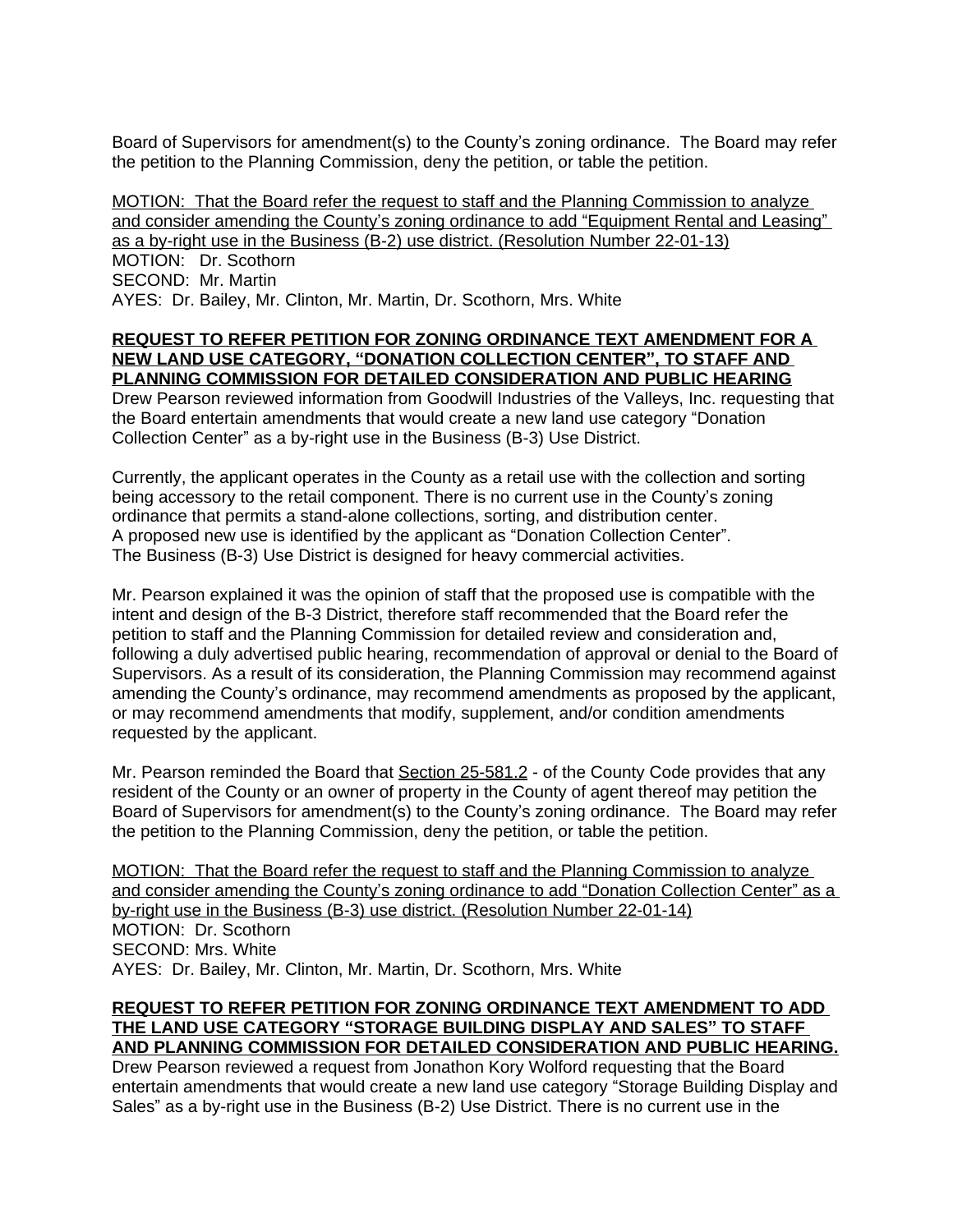Board of Supervisors for amendment(s) to the County's zoning ordinance. The Board may refer the petition to the Planning Commission, deny the petition, or table the petition.

MOTION: That the Board refer the request to staff and the Planning Commission to analyze and consider amending the County's zoning ordinance to add "Equipment Rental and Leasing" as a by-right use in the Business (B-2) use district. (Resolution Number 22-01-13)
MOTION: Dr. Scothorn
SECOND: Mr. Martin
AYES: Dr. Bailey, Mr. Clinton, Mr. Martin, Dr. Scothorn, Mrs. White

**REQUEST TO REFER PETITION FOR ZONING ORDINANCE TEXT AMENDMENT FOR A NEW LAND USE CATEGORY, "DONATION COLLECTION CENTER", TO STAFF AND PLANNING COMMISSION FOR DETAILED CONSIDERATION AND PUBLIC HEARING**
Drew Pearson reviewed information from Goodwill Industries of the Valleys, Inc. requesting that the Board entertain amendments that would create a new land use category "Donation Collection Center" as a by-right use in the Business (B-3) Use District.

Currently, the applicant operates in the County as a retail use with the collection and sorting being accessory to the retail component. There is no current use in the County's zoning ordinance that permits a stand-alone collections, sorting, and distribution center.
A proposed new use is identified by the applicant as "Donation Collection Center".
The Business (B-3) Use District is designed for heavy commercial activities.

Mr. Pearson explained it was the opinion of staff that the proposed use is compatible with the intent and design of the B-3 District, therefore staff recommended that the Board refer the petition to staff and the Planning Commission for detailed review and consideration and, following a duly advertised public hearing, recommendation of approval or denial to the Board of Supervisors. As a result of its consideration, the Planning Commission may recommend against amending the County's ordinance, may recommend amendments as proposed by the applicant, or may recommend amendments that modify, supplement, and/or condition amendments requested by the applicant.

Mr. Pearson reminded the Board that Section 25-581.2 - of the County Code provides that any resident of the County or an owner of property in the County of agent thereof may petition the Board of Supervisors for amendment(s) to the County's zoning ordinance. The Board may refer the petition to the Planning Commission, deny the petition, or table the petition.

MOTION: That the Board refer the request to staff and the Planning Commission to analyze and consider amending the County's zoning ordinance to add "Donation Collection Center" as a by-right use in the Business (B-3) use district. (Resolution Number 22-01-14)
MOTION: Dr. Scothorn
SECOND: Mrs. White
AYES: Dr. Bailey, Mr. Clinton, Mr. Martin, Dr. Scothorn, Mrs. White

**REQUEST TO REFER PETITION FOR ZONING ORDINANCE TEXT AMENDMENT TO ADD THE LAND USE CATEGORY "STORAGE BUILDING DISPLAY AND SALES" TO STAFF AND PLANNING COMMISSION FOR DETAILED CONSIDERATION AND PUBLIC HEARING.**
Drew Pearson reviewed a request from Jonathon Kory Wolford requesting that the Board entertain amendments that would create a new land use category "Storage Building Display and Sales" as a by-right use in the Business (B-2) Use District. There is no current use in the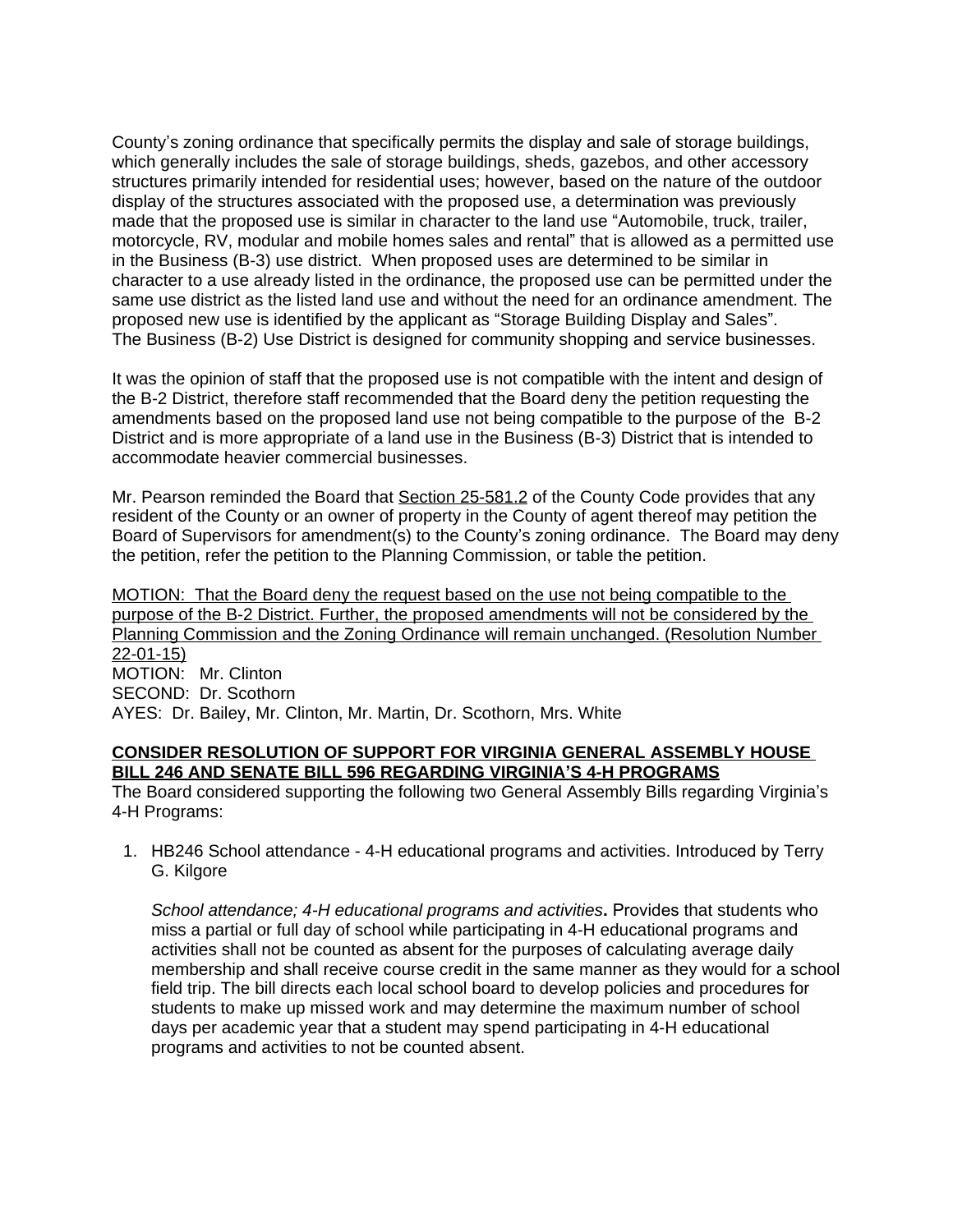County's zoning ordinance that specifically permits the display and sale of storage buildings, which generally includes the sale of storage buildings, sheds, gazebos, and other accessory structures primarily intended for residential uses; however, based on the nature of the outdoor display of the structures associated with the proposed use, a determination was previously made that the proposed use is similar in character to the land use "Automobile, truck, trailer, motorcycle, RV, modular and mobile homes sales and rental" that is allowed as a permitted use in the Business (B-3) use district. When proposed uses are determined to be similar in character to a use already listed in the ordinance, the proposed use can be permitted under the same use district as the listed land use and without the need for an ordinance amendment. The proposed new use is identified by the applicant as "Storage Building Display and Sales". The Business (B-2) Use District is designed for community shopping and service businesses.

It was the opinion of staff that the proposed use is not compatible with the intent and design of the B-2 District, therefore staff recommended that the Board deny the petition requesting the amendments based on the proposed land use not being compatible to the purpose of the B-2 District and is more appropriate of a land use in the Business (B-3) District that is intended to accommodate heavier commercial businesses.

Mr. Pearson reminded the Board that Section 25-581.2 of the County Code provides that any resident of the County or an owner of property in the County of agent thereof may petition the Board of Supervisors for amendment(s) to the County's zoning ordinance. The Board may deny the petition, refer the petition to the Planning Commission, or table the petition.

MOTION: That the Board deny the request based on the use not being compatible to the purpose of the B-2 District. Further, the proposed amendments will not be considered by the Planning Commission and the Zoning Ordinance will remain unchanged. (Resolution Number 22-01-15)
MOTION: Mr. Clinton
SECOND: Dr. Scothorn
AYES: Dr. Bailey, Mr. Clinton, Mr. Martin, Dr. Scothorn, Mrs. White

**CONSIDER RESOLUTION OF SUPPORT FOR VIRGINIA GENERAL ASSEMBLY HOUSE BILL 246 AND SENATE BILL 596 REGARDING VIRGINIA'S 4-H PROGRAMS**

The Board considered supporting the following two General Assembly Bills regarding Virginia's 4-H Programs:

1. HB246 School attendance - 4-H educational programs and activities. Introduced by Terry G. Kilgore

   *School attendance; 4-H educational programs and activities***.** Provides that students who miss a partial or full day of school while participating in 4-H educational programs and activities shall not be counted as absent for the purposes of calculating average daily membership and shall receive course credit in the same manner as they would for a school field trip. The bill directs each local school board to develop policies and procedures for students to make up missed work and may determine the maximum number of school days per academic year that a student may spend participating in 4-H educational programs and activities to not be counted absent.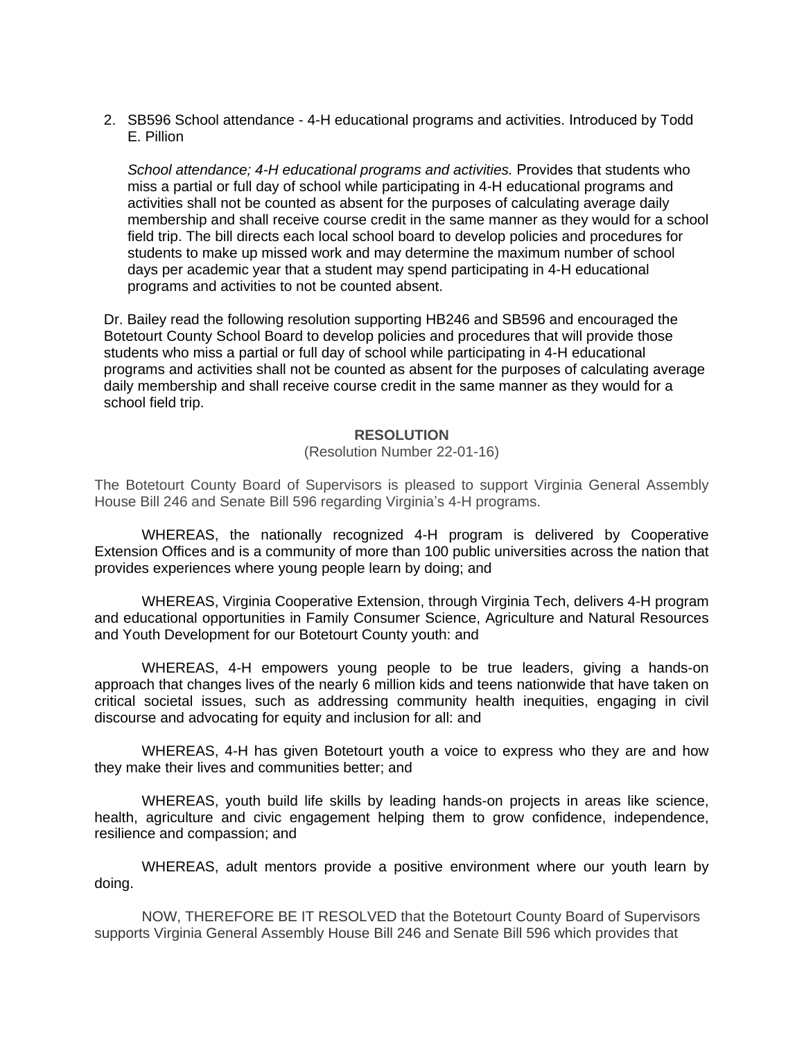2. SB596 School attendance - 4-H educational programs and activities. Introduced by Todd E. Pillion

   *School attendance; 4-H educational programs and activities.* Provides that students who miss a partial or full day of school while participating in 4-H educational programs and activities shall not be counted as absent for the purposes of calculating average daily membership and shall receive course credit in the same manner as they would for a school field trip. The bill directs each local school board to develop policies and procedures for students to make up missed work and may determine the maximum number of school days per academic year that a student may spend participating in 4-H educational programs and activities to not be counted absent.

Dr. Bailey read the following resolution supporting HB246 and SB596 and encouraged the Botetourt County School Board to develop policies and procedures that will provide those students who miss a partial or full day of school while participating in 4-H educational programs and activities shall not be counted as absent for the purposes of calculating average daily membership and shall receive course credit in the same manner as they would for a school field trip.

**RESOLUTION**

(Resolution Number 22-01-16)

The Botetourt County Board of Supervisors is pleased to support Virginia General Assembly House Bill 246 and Senate Bill 596 regarding Virginia's 4-H programs.

WHEREAS, the nationally recognized 4-H program is delivered by Cooperative Extension Offices and is a community of more than 100 public universities across the nation that provides experiences where young people learn by doing; and

WHEREAS, Virginia Cooperative Extension, through Virginia Tech, delivers 4-H program and educational opportunities in Family Consumer Science, Agriculture and Natural Resources and Youth Development for our Botetourt County youth: and

WHEREAS, 4-H empowers young people to be true leaders, giving a hands-on approach that changes lives of the nearly 6 million kids and teens nationwide that have taken on critical societal issues, such as addressing community health inequities, engaging in civil discourse and advocating for equity and inclusion for all: and

WHEREAS, 4-H has given Botetourt youth a voice to express who they are and how they make their lives and communities better; and

WHEREAS, youth build life skills by leading hands-on projects in areas like science, health, agriculture and civic engagement helping them to grow confidence, independence, resilience and compassion; and

WHEREAS, adult mentors provide a positive environment where our youth learn by doing.

NOW, THEREFORE BE IT RESOLVED that the Botetourt County Board of Supervisors supports Virginia General Assembly House Bill 246 and Senate Bill 596 which provides that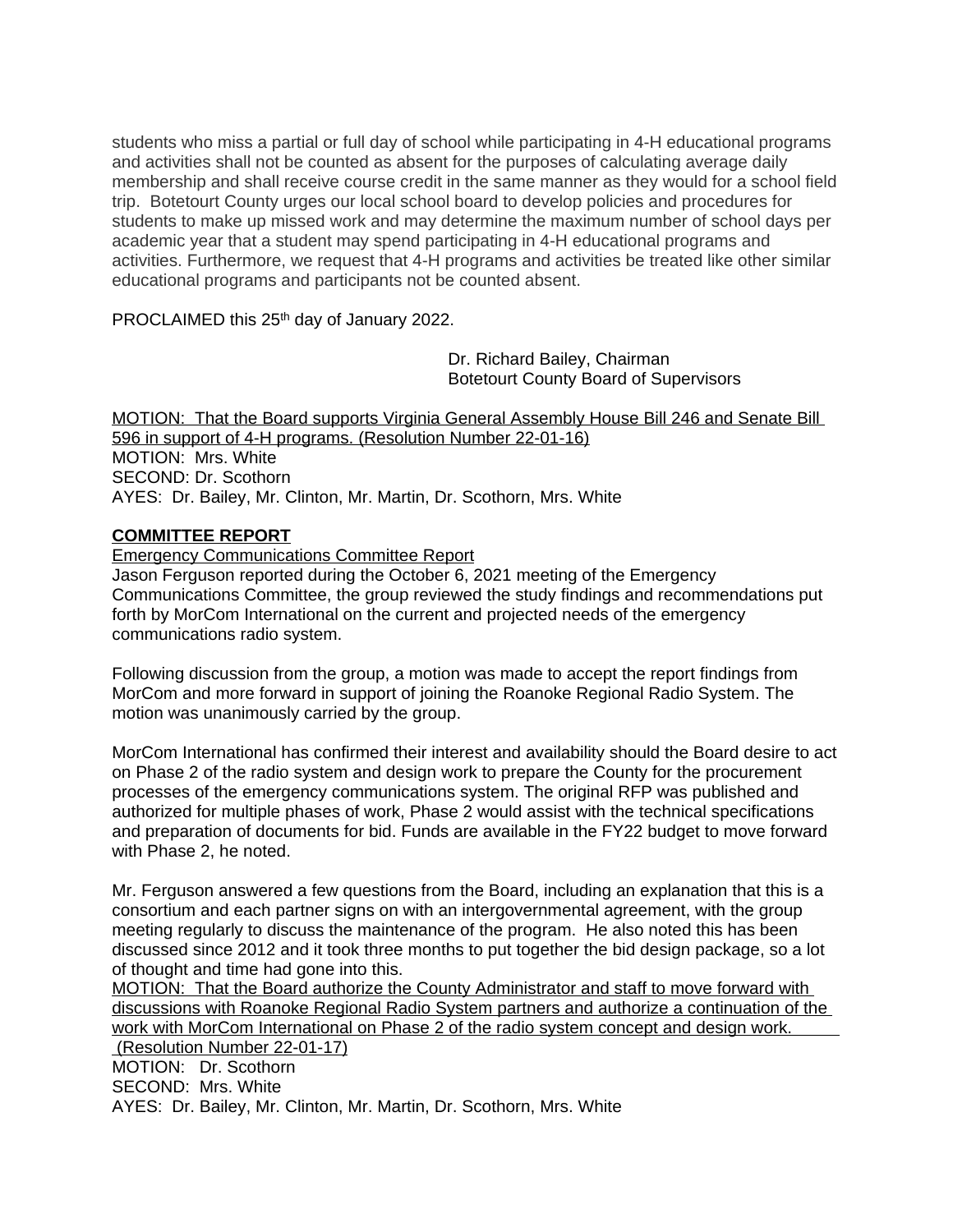students who miss a partial or full day of school while participating in 4-H educational programs and activities shall not be counted as absent for the purposes of calculating average daily membership and shall receive course credit in the same manner as they would for a school field trip.  Botetourt County urges our local school board to develop policies and procedures for students to make up missed work and may determine the maximum number of school days per academic year that a student may spend participating in 4-H educational programs and activities. Furthermore, we request that 4-H programs and activities be treated like other similar educational programs and participants not be counted absent.

PROCLAIMED this 25th day of January 2022.

Dr. Richard Bailey, Chairman
Botetourt County Board of Supervisors

MOTION:  That the Board supports Virginia General Assembly House Bill 246 and Senate Bill 596 in support of 4-H programs. (Resolution Number 22-01-16)
MOTION:  Mrs. White
SECOND: Dr. Scothorn
AYES:  Dr. Bailey, Mr. Clinton, Mr. Martin, Dr. Scothorn, Mrs. White

**COMMITTEE REPORT**

Emergency Communications Committee Report

Jason Ferguson reported during the October 6, 2021 meeting of the Emergency Communications Committee, the group reviewed the study findings and recommendations put forth by MorCom International on the current and projected needs of the emergency communications radio system.

Following discussion from the group, a motion was made to accept the report findings from MorCom and more forward in support of joining the Roanoke Regional Radio System. The motion was unanimously carried by the group.

MorCom International has confirmed their interest and availability should the Board desire to act on Phase 2 of the radio system and design work to prepare the County for the procurement processes of the emergency communications system. The original RFP was published and authorized for multiple phases of work, Phase 2 would assist with the technical specifications and preparation of documents for bid. Funds are available in the FY22 budget to move forward with Phase 2, he noted.

Mr. Ferguson answered a few questions from the Board, including an explanation that this is a consortium and each partner signs on with an intergovernmental agreement, with the group meeting regularly to discuss the maintenance of the program.  He also noted this has been discussed since 2012 and it took three months to put together the bid design package, so a lot of thought and time had gone into this.

MOTION:  That the Board authorize the County Administrator and staff to move forward with discussions with Roanoke Regional Radio System partners and authorize a continuation of the work with MorCom International on Phase 2 of the radio system concept and design work. (Resolution Number 22-01-17)
MOTION:   Dr. Scothorn
SECOND:  Mrs. White
AYES:  Dr. Bailey, Mr. Clinton, Mr. Martin, Dr. Scothorn, Mrs. White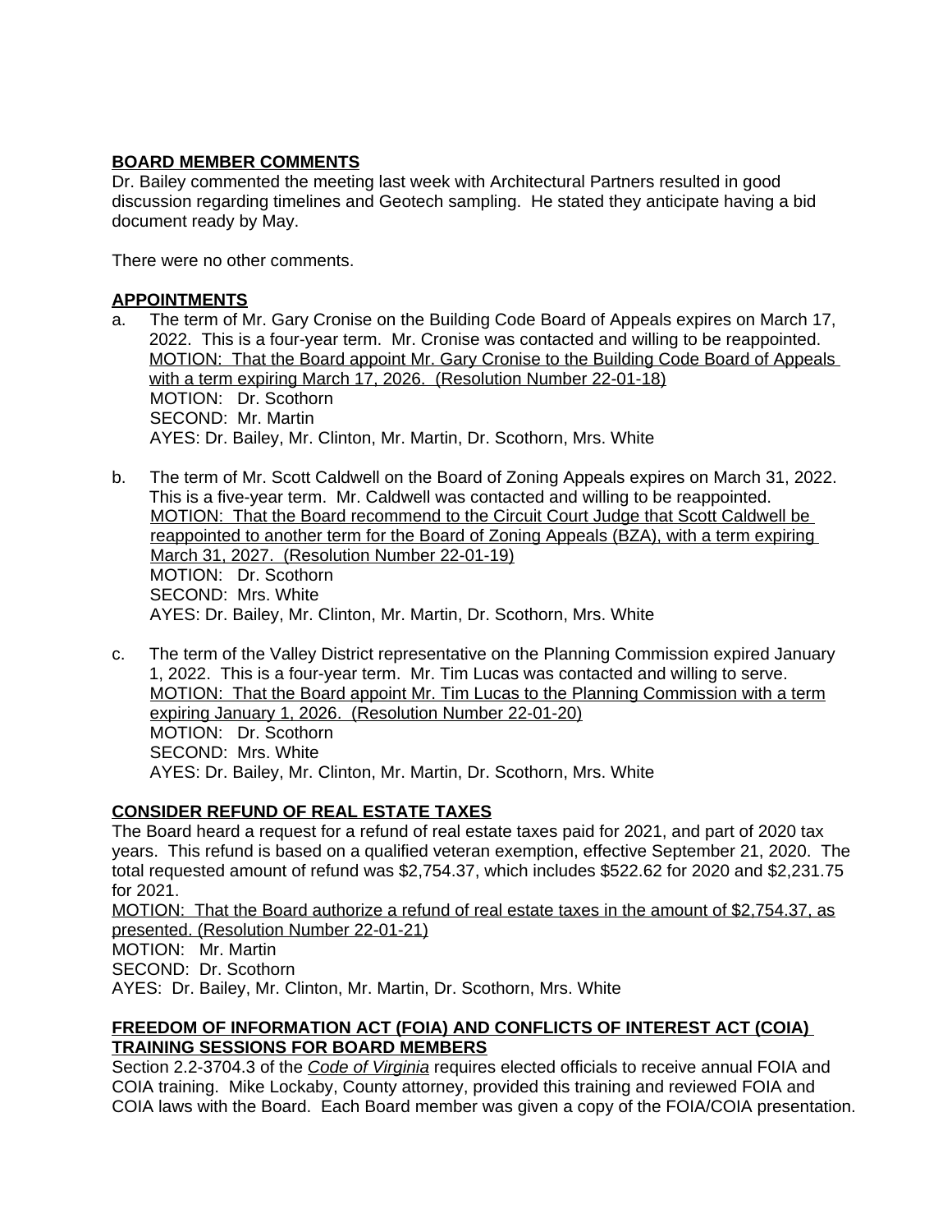**BOARD MEMBER COMMENTS**

Dr. Bailey commented the meeting last week with Architectural Partners resulted in good discussion regarding timelines and Geotech sampling. He stated they anticipate having a bid document ready by May.

There were no other comments.

**APPOINTMENTS**

a. The term of Mr. Gary Cronise on the Building Code Board of Appeals expires on March 17, 2022. This is a four-year term. Mr. Cronise was contacted and willing to be reappointed.
   MOTION: That the Board appoint Mr. Gary Cronise to the Building Code Board of Appeals with a term expiring March 17, 2026. (Resolution Number 22-01-18)
   MOTION: Dr. Scothorn
   SECOND: Mr. Martin
   AYES: Dr. Bailey, Mr. Clinton, Mr. Martin, Dr. Scothorn, Mrs. White

b. The term of Mr. Scott Caldwell on the Board of Zoning Appeals expires on March 31, 2022. This is a five-year term. Mr. Caldwell was contacted and willing to be reappointed.
   MOTION: That the Board recommend to the Circuit Court Judge that Scott Caldwell be reappointed to another term for the Board of Zoning Appeals (BZA), with a term expiring March 31, 2027. (Resolution Number 22-01-19)
   MOTION: Dr. Scothorn
   SECOND: Mrs. White
   AYES: Dr. Bailey, Mr. Clinton, Mr. Martin, Dr. Scothorn, Mrs. White

c. The term of the Valley District representative on the Planning Commission expired January 1, 2022. This is a four-year term. Mr. Tim Lucas was contacted and willing to serve.
   MOTION: That the Board appoint Mr. Tim Lucas to the Planning Commission with a term expiring January 1, 2026. (Resolution Number 22-01-20)
   MOTION: Dr. Scothorn
   SECOND: Mrs. White
   AYES: Dr. Bailey, Mr. Clinton, Mr. Martin, Dr. Scothorn, Mrs. White

**CONSIDER REFUND OF REAL ESTATE TAXES**

The Board heard a request for a refund of real estate taxes paid for 2021, and part of 2020 tax years. This refund is based on a qualified veteran exemption, effective September 21, 2020. The total requested amount of refund was $2,754.37, which includes $522.62 for 2020 and $2,231.75 for 2021.

MOTION: That the Board authorize a refund of real estate taxes in the amount of $2,754.37, as presented. (Resolution Number 22-01-21)
MOTION: Mr. Martin
SECOND: Dr. Scothorn
AYES: Dr. Bailey, Mr. Clinton, Mr. Martin, Dr. Scothorn, Mrs. White

**FREEDOM OF INFORMATION ACT (FOIA) AND CONFLICTS OF INTEREST ACT (COIA) TRAINING SESSIONS FOR BOARD MEMBERS**

Section 2.2-3704.3 of the *Code of Virginia* requires elected officials to receive annual FOIA and COIA training. Mike Lockaby, County attorney, provided this training and reviewed FOIA and COIA laws with the Board. Each Board member was given a copy of the FOIA/COIA presentation.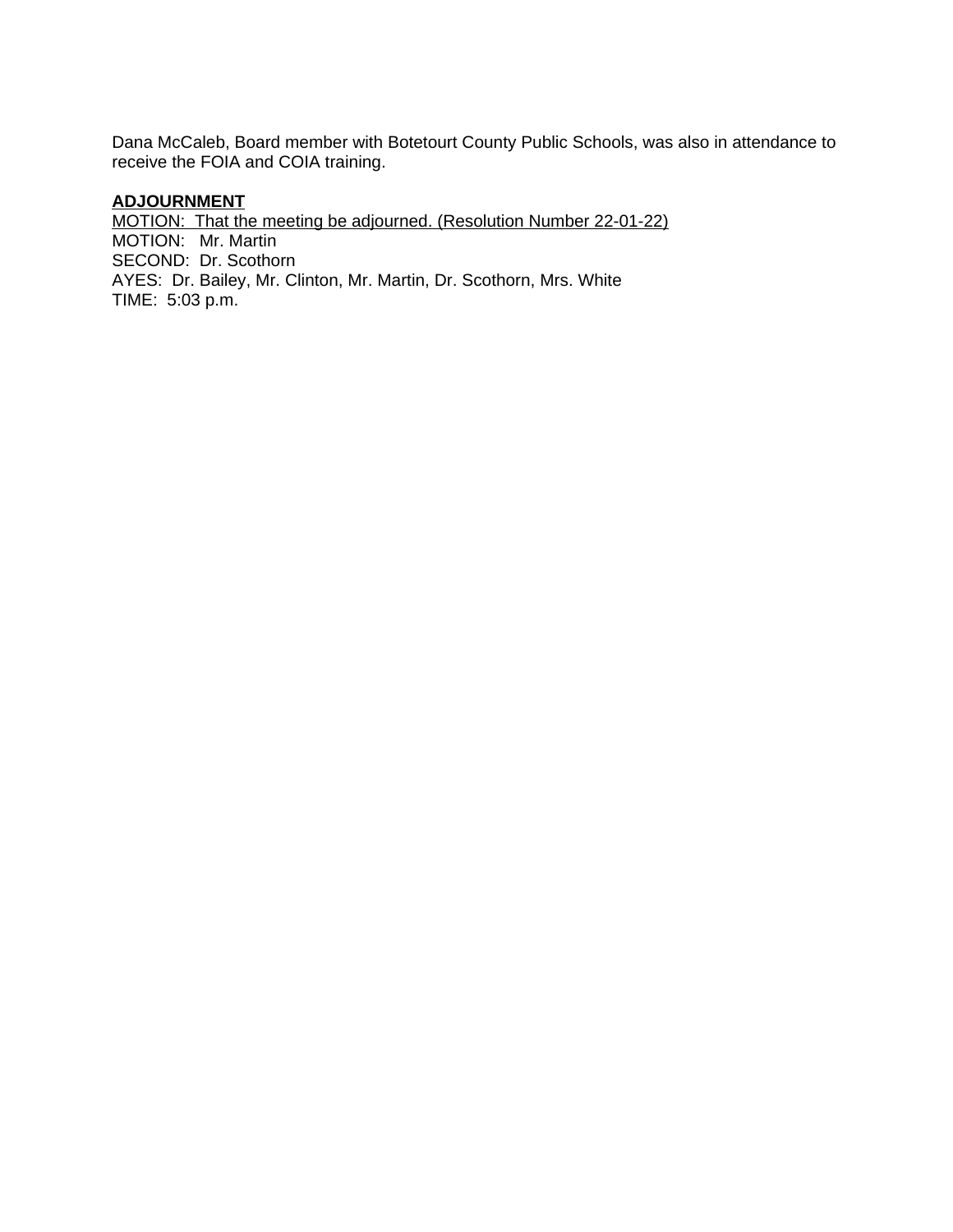Dana McCaleb, Board member with Botetourt County Public Schools, was also in attendance to receive the FOIA and COIA training.

**ADJOURNMENT**

MOTION: That the meeting be adjourned. (Resolution Number 22-01-22)
MOTION: Mr. Martin
SECOND: Dr. Scothorn
AYES: Dr. Bailey, Mr. Clinton, Mr. Martin, Dr. Scothorn, Mrs. White
TIME: 5:03 p.m.